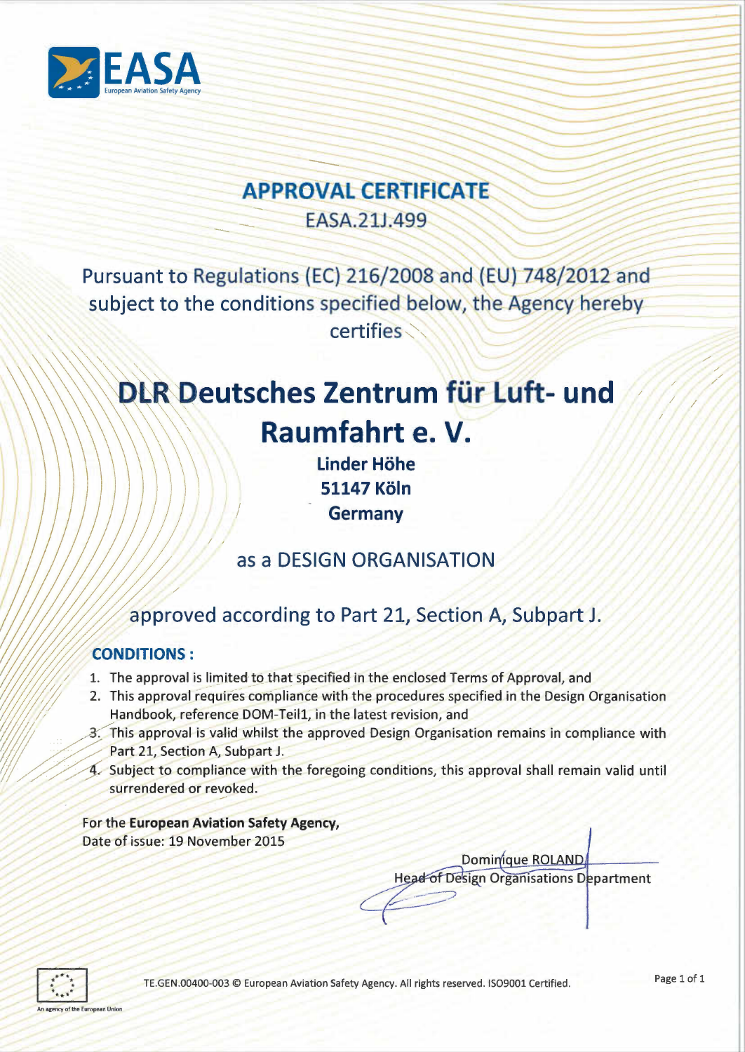EASA
European Aviation Safety Agency

# APPROVAL CERTIFICATE

EASA.21J.499

Pursuant to Regulations (EC) 216/2008 and (EU) 748/2012 and subject to the conditions specified below, the Agency hereby certifies

## DLR Deutsches Zentrum für Luft- und Raumfahrt e. V.

**Linder Höhe**
**51147 Köln**
**Germany**

as a DESIGN ORGANISATION

approved according to Part 21, Section A, Subpart J.

### CONDITIONS :

1. The approval is limited to that specified in the enclosed Terms of Approval, and
2. This approval requires compliance with the procedures specified in the Design Organisation Handbook, reference DOM-Teil1, in the latest revision, and
3. This approval is valid whilst the approved Design Organisation remains in compliance with Part 21, Section A, Subpart J.
4. Subject to compliance with the foregoing conditions, this approval shall remain valid until surrendered or revoked.

For the **European Aviation Safety Agency,**
Date of issue: 19 November 2015

Dominique ROLAND
Head of Design Organisations Department

TE.GEN.00400-003 © European Aviation Safety Agency. All rights reserved. ISO9001 Certified.

An agency of the European Union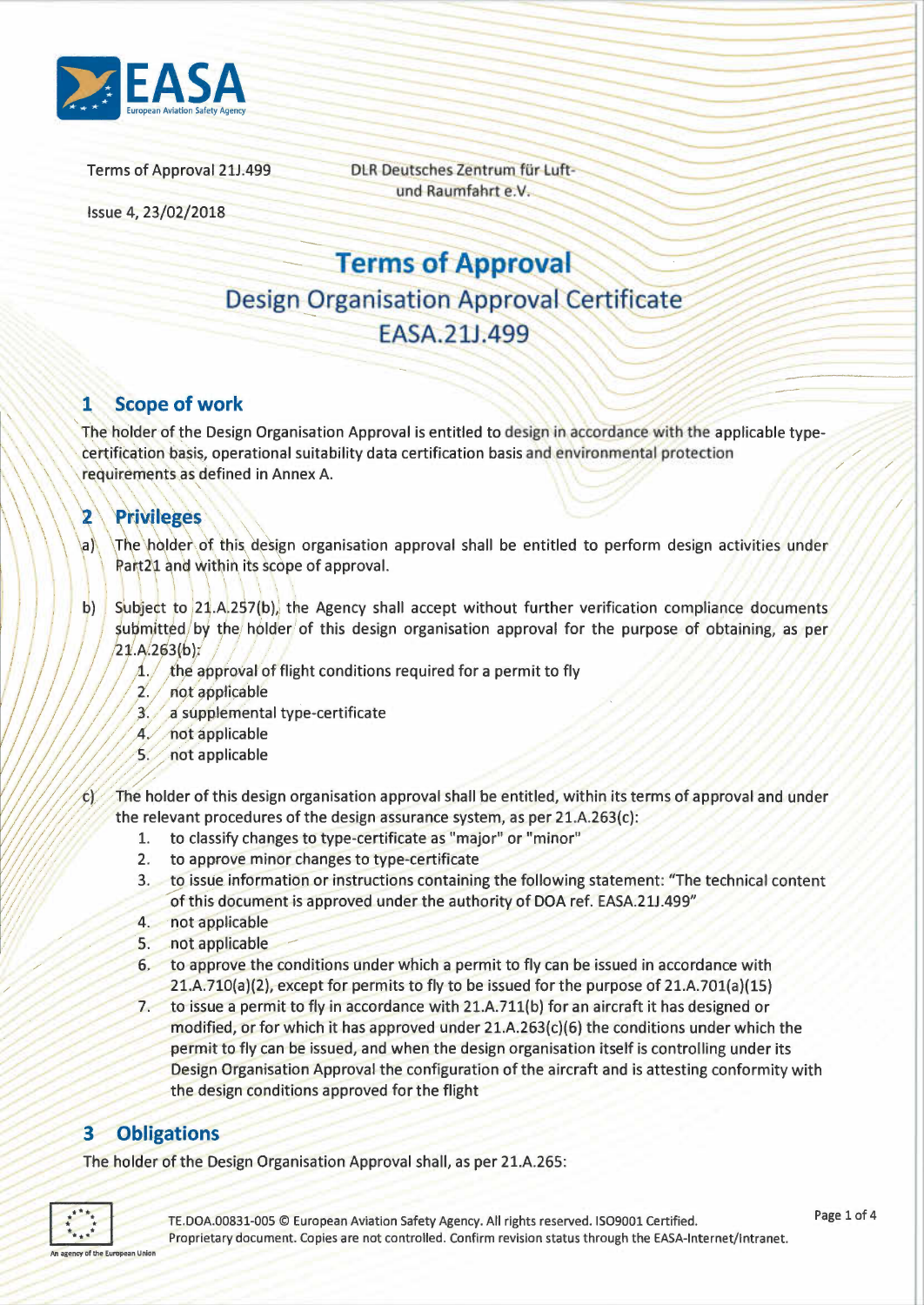Terms of Approval 21J.499

Issue 4, 23/02/2018

DLR Deutsches Zentrum für Luft- und Raumfahrt e.V.

# Terms of Approval

## Design Organisation Approval Certificate

## EASA.21J.499

## 1 Scope of work

The holder of the Design Organisation Approval is entitled to design in accordance with the applicable type-certification basis, operational suitability data certification basis and environmental protection requirements as defined in Annex A.

## 2 Privileges

a) The holder of this design organisation approval shall be entitled to perform design activities under Part21 and within its scope of approval.

b) Subject to 21.A.257(b), the Agency shall accept without further verification compliance documents submitted by the holder of this design organisation approval for the purpose of obtaining, as per 21.A.263(b):

1. the approval of flight conditions required for a permit to fly
2. not applicable
3. a supplemental type-certificate
4. not applicable
5. not applicable

c) The holder of this design organisation approval shall be entitled, within its terms of approval and under the relevant procedures of the design assurance system, as per 21.A.263(c):

1. to classify changes to type-certificate as "major" or "minor"
2. to approve minor changes to type-certificate
3. to issue information or instructions containing the following statement: "The technical content of this document is approved under the authority of DOA ref. EASA.21J.499"
4. not applicable
5. not applicable
6. to approve the conditions under which a permit to fly can be issued in accordance with 21.A.710(a)(2), except for permits to fly to be issued for the purpose of 21.A.701(a)(15)
7. to issue a permit to fly in accordance with 21.A.711(b) for an aircraft it has designed or modified, or for which it has approved under 21.A.263(c)(6) the conditions under which the permit to fly can be issued, and when the design organisation itself is controlling under its Design Organisation Approval the configuration of the aircraft and is attesting conformity with the design conditions approved for the flight

## 3 Obligations

The holder of the Design Organisation Approval shall, as per 21.A.265:

TE.DOA.00831-005 © European Aviation Safety Agency. All rights reserved. ISO9001 Certified.
Proprietary document. Copies are not controlled. Confirm revision status through the EASA-Internet/Intranet.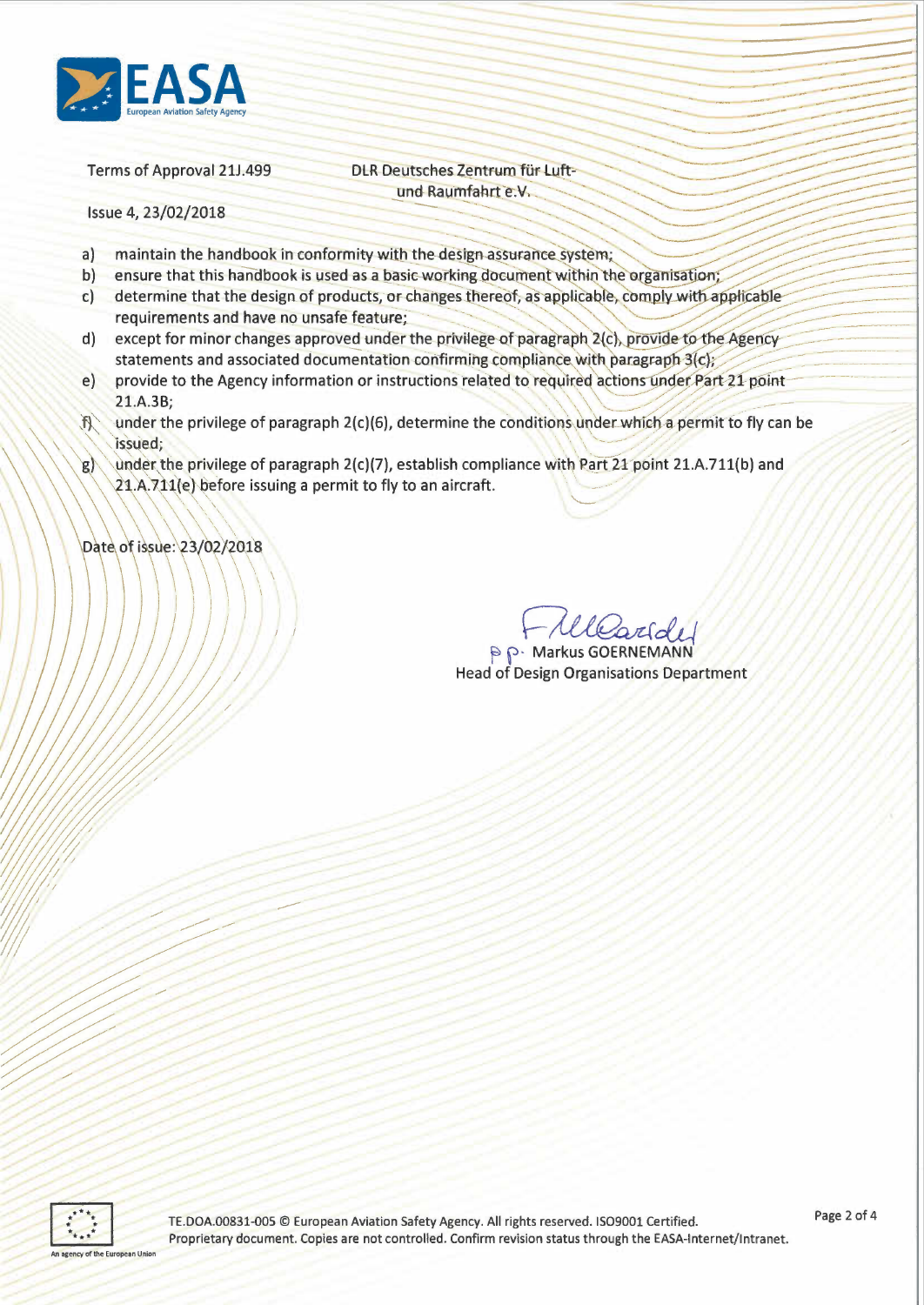Terms of Approval 21J.499

Issue 4, 23/02/2018

DLR Deutsches Zentrum für Luft- und Raumfahrt e.V.

a) maintain the handbook in conformity with the design assurance system;
b) ensure that this handbook is used as a basic working document within the organisation;
c) determine that the design of products, or changes thereof, as applicable, comply with applicable requirements and have no unsafe feature;
d) except for minor changes approved under the privilege of paragraph 2(c), provide to the Agency statements and associated documentation confirming compliance with paragraph 3(c);
e) provide to the Agency information or instructions related to required actions under Part 21 point 21.A.3B;
f) under the privilege of paragraph 2(c)(6), determine the conditions under which a permit to fly can be issued;
g) under the privilege of paragraph 2(c)(7), establish compliance with Part 21 point 21.A.711(b) and 21.A.711(e) before issuing a permit to fly to an aircraft.

Date of issue: 23/02/2018

p.p. Markus GOERNEMANN
Head of Design Organisations Department

TE.DOA.00831-005 © European Aviation Safety Agency. All rights reserved. ISO9001 Certified.
Proprietary document. Copies are not controlled. Confirm revision status through the EASA-Internet/Intranet.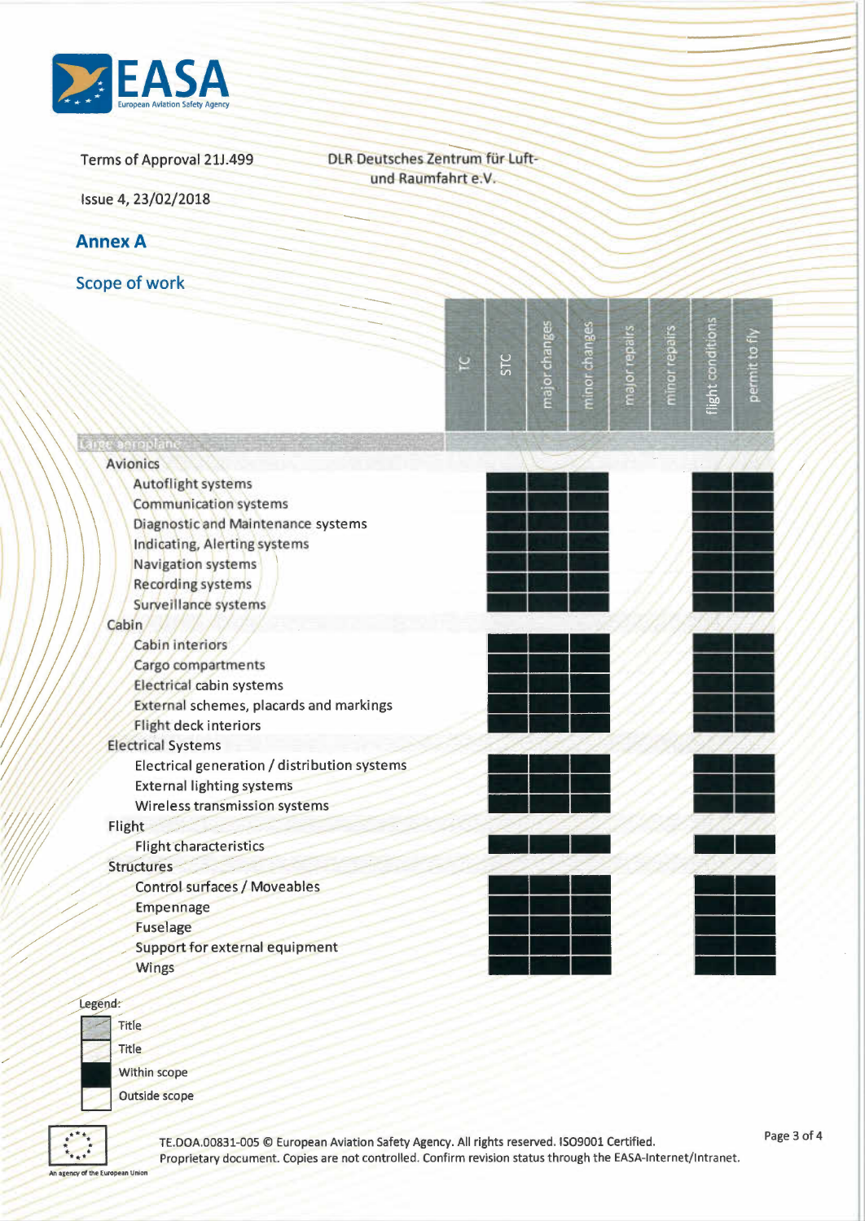Terms of Approval 21J.499

Issue 4, 23/02/2018

DLR Deutsches Zentrum für Luft- und Raumfahrt e.V.

## Annex A

## Scope of work

| | TC | STC | major changes | minor changes | major repairs | minor repairs | flight conditions | permit to fly |
|---|---|---|---|---|---|---|---|---|
| **Large aeroplane** | | | | | | | | |
| **Avionics** | | | | | | | | |
| Autoflight systems | | ■ | ■ | ■ | | | ■ | ■ |
| Communication systems | | ■ | ■ | ■ | | | ■ | ■ |
| Diagnostic and Maintenance systems | | ■ | ■ | ■ | | | ■ | ■ |
| Indicating, Alerting systems | | ■ | ■ | ■ | | | ■ | ■ |
| Navigation systems | | ■ | ■ | ■ | | | ■ | ■ |
| Recording systems | | ■ | ■ | ■ | | | ■ | ■ |
| Surveillance systems | | ■ | ■ | ■ | | | ■ | ■ |
| **Cabin** | | | | | | | | |
| Cabin interiors | | ■ | ■ | ■ | | | ■ | ■ |
| Cargo compartments | | ■ | ■ | ■ | | | ■ | ■ |
| Electrical cabin systems | | ■ | ■ | ■ | | | ■ | ■ |
| External schemes, placards and markings | | ■ | ■ | ■ | | | ■ | ■ |
| Flight deck interiors | | ■ | ■ | ■ | | | ■ | ■ |
| **Electrical Systems** | | | | | | | | |
| Electrical generation / distribution systems | | ■ | ■ | ■ | | | ■ | ■ |
| External lighting systems | | ■ | ■ | ■ | | | ■ | ■ |
| Wireless transmission systems | | ■ | ■ | ■ | | | ■ | ■ |
| **Flight** | | | | | | | | |
| Flight characteristics | | ■ | ■ | ■ | | | ■ | ■ |
| **Structures** | | | | | | | | |
| Control surfaces / Moveables | | ■ | ■ | ■ | | | ■ | ■ |
| Empennage | | ■ | ■ | ■ | | | ■ | ■ |
| Fuselage | | ■ | ■ | ■ | | | ■ | ■ |
| Support for external equipment | | ■ | ■ | ■ | | | ■ | ■ |
| Wings | | ■ | ■ | ■ | | | ■ | ■ |

Legend:

- Title (grey)
- Title (white)
- ■ Within scope
- □ Outside scope

TE.DOA.00831-005 © European Aviation Safety Agency. All rights reserved. ISO9001 Certified.
Proprietary document. Copies are not controlled. Confirm revision status through the EASA-Internet/Intranet.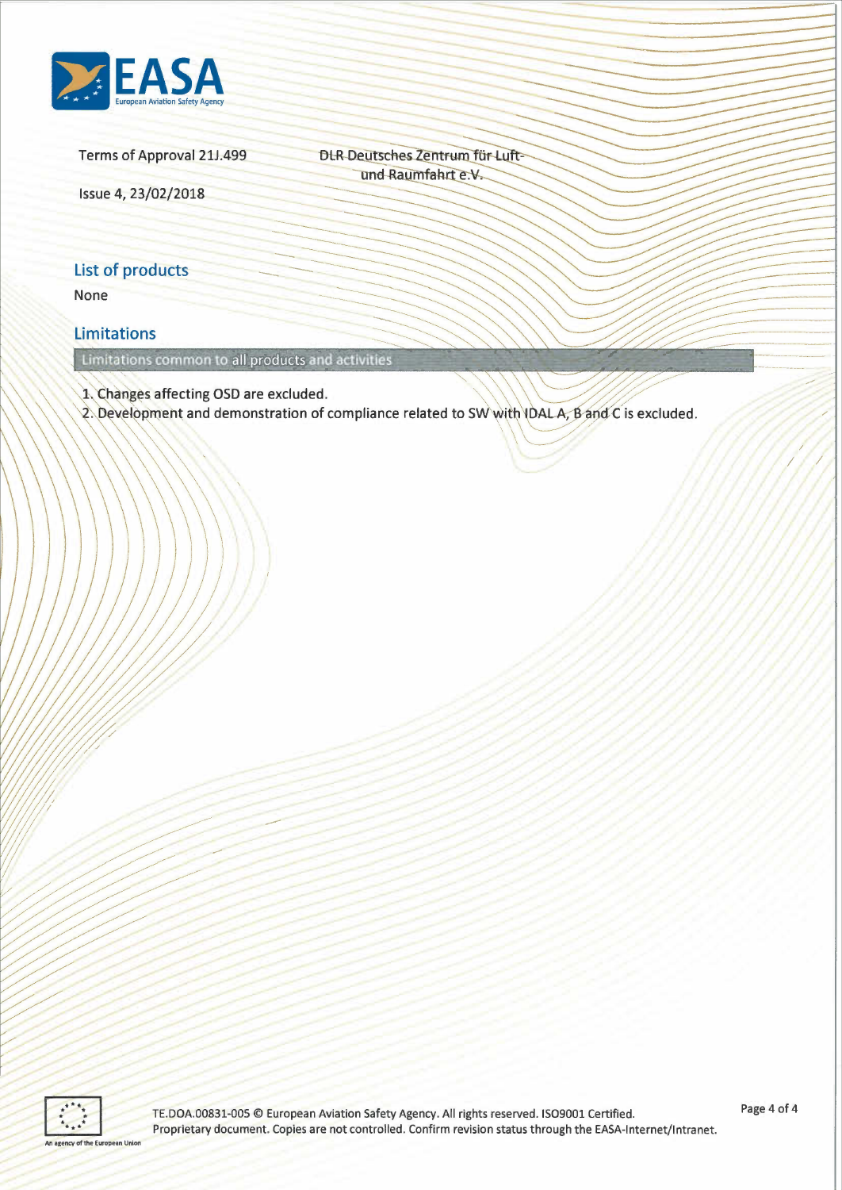Terms of Approval 21J.499

Issue 4, 23/02/2018

DLR Deutsches Zentrum für Luft- und Raumfahrt e.V.

## List of products

None

## Limitations

### Limitations common to all products and activities

1. Changes affecting OSD are excluded.
2. Development and demonstration of compliance related to SW with IDAL A, B and C is excluded.